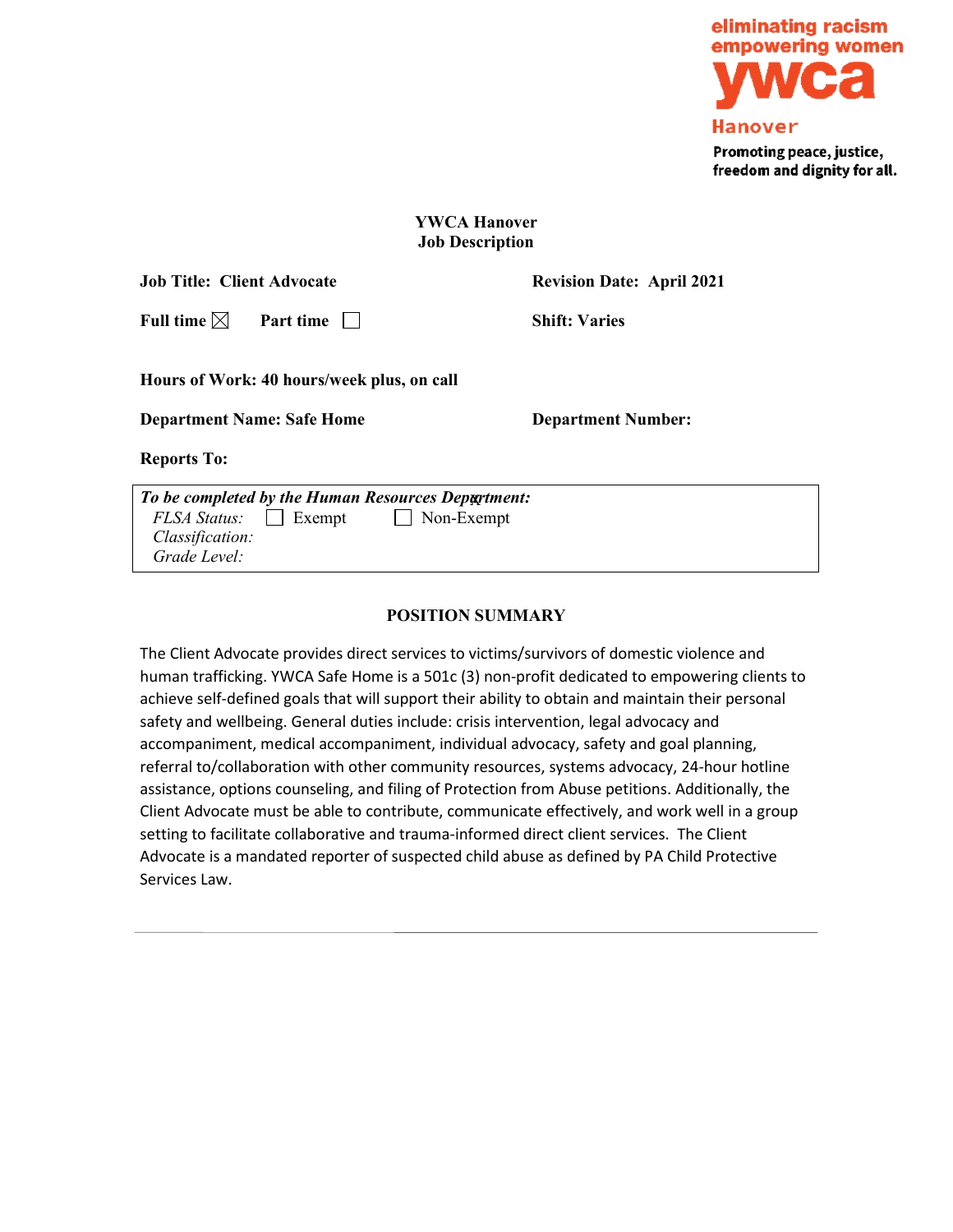eliminating racism
empowering women
ywca
Hanover
Promoting peace, justice, freedom and dignity for all.

# YWCA Hanover
## Job Description

**Job Title: Client Advocate** **Revision Date: April 2021**

**Full time** ☒ **Part time** ☐ **Shift: Varies**

**Hours of Work: 40 hours/week plus, on call**

**Department Name: Safe Home** **Department Number:**

**Reports To:**

***To be completed by the Human Resources Department:***
*FLSA Status:* ☐ Exempt ☐ Non-Exempt
*Classification:*
*Grade Level:*

## POSITION SUMMARY

The Client Advocate provides direct services to victims/survivors of domestic violence and human trafficking. YWCA Safe Home is a 501c (3) non-profit dedicated to empowering clients to achieve self-defined goals that will support their ability to obtain and maintain their personal safety and wellbeing. General duties include: crisis intervention, legal advocacy and accompaniment, medical accompaniment, individual advocacy, safety and goal planning, referral to/collaboration with other community resources, systems advocacy, 24-hour hotline assistance, options counseling, and filing of Protection from Abuse petitions. Additionally, the Client Advocate must be able to contribute, communicate effectively, and work well in a group setting to facilitate collaborative and trauma-informed direct client services. The Client Advocate is a mandated reporter of suspected child abuse as defined by PA Child Protective Services Law.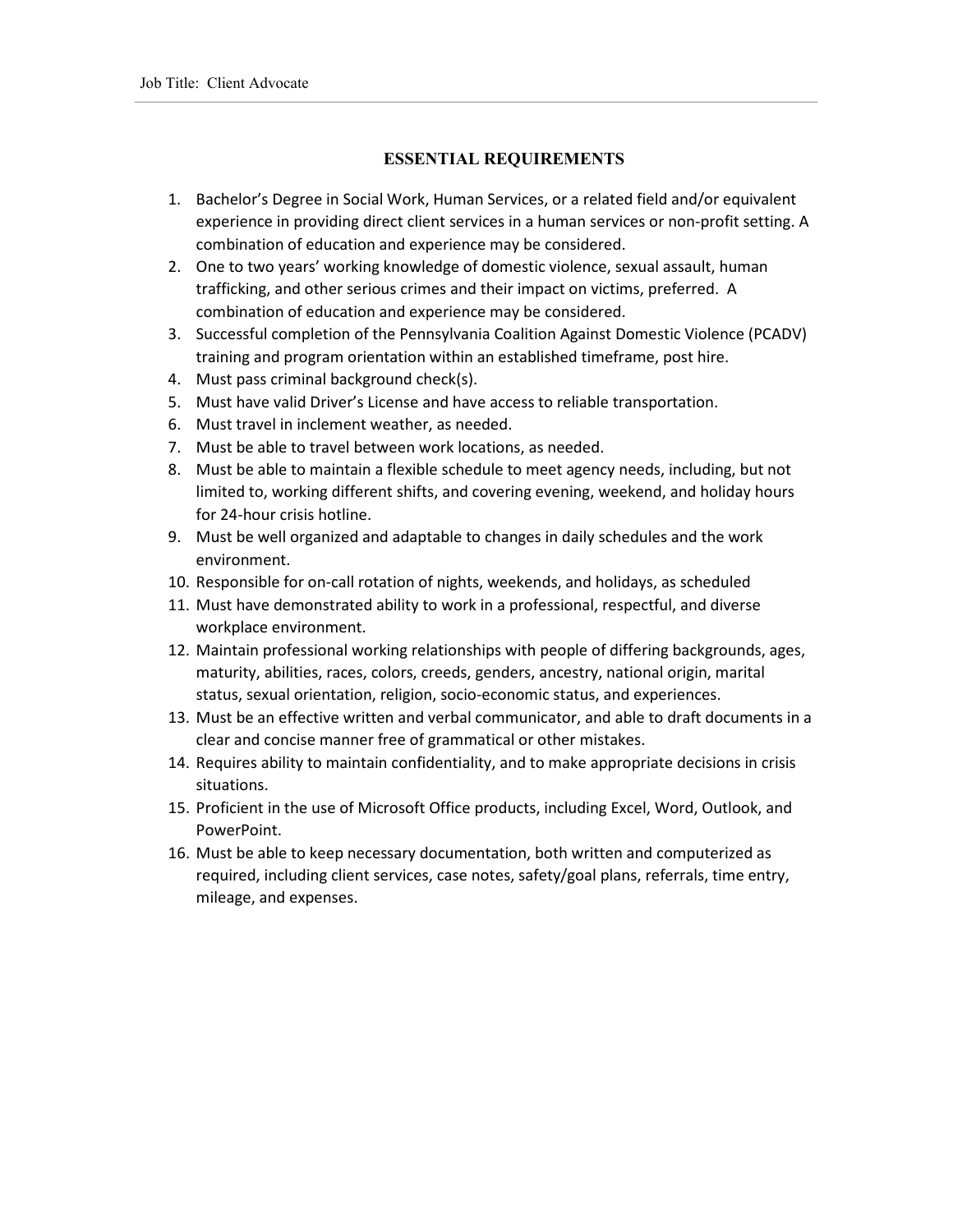## ESSENTIAL REQUIREMENTS

1. Bachelor's Degree in Social Work, Human Services, or a related field and/or equivalent experience in providing direct client services in a human services or non-profit setting. A combination of education and experience may be considered.
2. One to two years' working knowledge of domestic violence, sexual assault, human trafficking, and other serious crimes and their impact on victims, preferred. A combination of education and experience may be considered.
3. Successful completion of the Pennsylvania Coalition Against Domestic Violence (PCADV) training and program orientation within an established timeframe, post hire.
4. Must pass criminal background check(s).
5. Must have valid Driver's License and have access to reliable transportation.
6. Must travel in inclement weather, as needed.
7. Must be able to travel between work locations, as needed.
8. Must be able to maintain a flexible schedule to meet agency needs, including, but not limited to, working different shifts, and covering evening, weekend, and holiday hours for 24-hour crisis hotline.
9. Must be well organized and adaptable to changes in daily schedules and the work environment.
10. Responsible for on-call rotation of nights, weekends, and holidays, as scheduled
11. Must have demonstrated ability to work in a professional, respectful, and diverse workplace environment.
12. Maintain professional working relationships with people of differing backgrounds, ages, maturity, abilities, races, colors, creeds, genders, ancestry, national origin, marital status, sexual orientation, religion, socio-economic status, and experiences.
13. Must be an effective written and verbal communicator, and able to draft documents in a clear and concise manner free of grammatical or other mistakes.
14. Requires ability to maintain confidentiality, and to make appropriate decisions in crisis situations.
15. Proficient in the use of Microsoft Office products, including Excel, Word, Outlook, and PowerPoint.
16. Must be able to keep necessary documentation, both written and computerized as required, including client services, case notes, safety/goal plans, referrals, time entry, mileage, and expenses.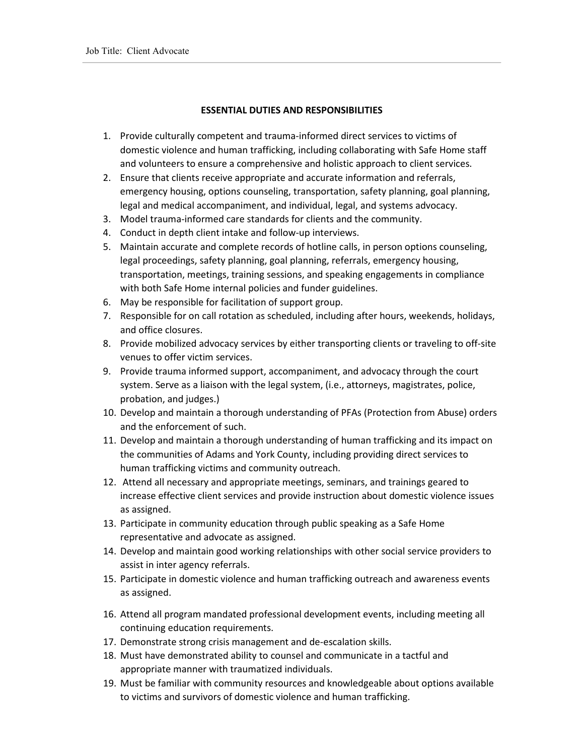## ESSENTIAL DUTIES AND RESPONSIBILITIES

1. Provide culturally competent and trauma-informed direct services to victims of domestic violence and human trafficking, including collaborating with Safe Home staff and volunteers to ensure a comprehensive and holistic approach to client services.
2. Ensure that clients receive appropriate and accurate information and referrals, emergency housing, options counseling, transportation, safety planning, goal planning, legal and medical accompaniment, and individual, legal, and systems advocacy.
3. Model trauma-informed care standards for clients and the community.
4. Conduct in depth client intake and follow-up interviews.
5. Maintain accurate and complete records of hotline calls, in person options counseling, legal proceedings, safety planning, goal planning, referrals, emergency housing, transportation, meetings, training sessions, and speaking engagements in compliance with both Safe Home internal policies and funder guidelines.
6. May be responsible for facilitation of support group.
7. Responsible for on call rotation as scheduled, including after hours, weekends, holidays, and office closures.
8. Provide mobilized advocacy services by either transporting clients or traveling to off-site venues to offer victim services.
9. Provide trauma informed support, accompaniment, and advocacy through the court system. Serve as a liaison with the legal system, (i.e., attorneys, magistrates, police, probation, and judges.)
10. Develop and maintain a thorough understanding of PFAs (Protection from Abuse) orders and the enforcement of such.
11. Develop and maintain a thorough understanding of human trafficking and its impact on the communities of Adams and York County, including providing direct services to human trafficking victims and community outreach.
12. Attend all necessary and appropriate meetings, seminars, and trainings geared to increase effective client services and provide instruction about domestic violence issues as assigned.
13. Participate in community education through public speaking as a Safe Home representative and advocate as assigned.
14. Develop and maintain good working relationships with other social service providers to assist in inter agency referrals.
15. Participate in domestic violence and human trafficking outreach and awareness events as assigned.
16. Attend all program mandated professional development events, including meeting all continuing education requirements.
17. Demonstrate strong crisis management and de-escalation skills.
18. Must have demonstrated ability to counsel and communicate in a tactful and appropriate manner with traumatized individuals.
19. Must be familiar with community resources and knowledgeable about options available to victims and survivors of domestic violence and human trafficking.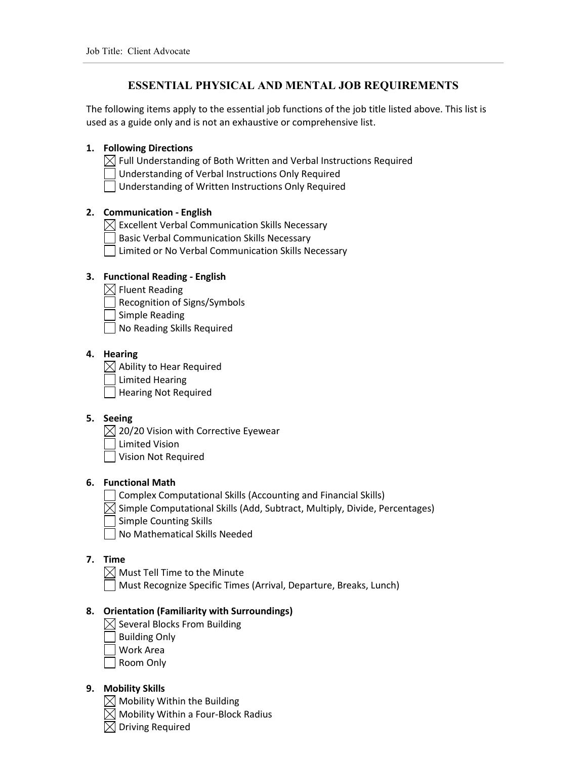Job Title: Client Advocate

## ESSENTIAL PHYSICAL AND MENTAL JOB REQUIREMENTS

The following items apply to the essential job functions of the job title listed above. This list is used as a guide only and is not an exhaustive or comprehensive list.

1. **Following Directions**
   - [x] Full Understanding of Both Written and Verbal Instructions Required
   - [ ] Understanding of Verbal Instructions Only Required
   - [ ] Understanding of Written Instructions Only Required

2. **Communication - English**
   - [x] Excellent Verbal Communication Skills Necessary
   - [ ] Basic Verbal Communication Skills Necessary
   - [ ] Limited or No Verbal Communication Skills Necessary

3. **Functional Reading - English**
   - [x] Fluent Reading
   - [ ] Recognition of Signs/Symbols
   - [ ] Simple Reading
   - [ ] No Reading Skills Required

4. **Hearing**
   - [x] Ability to Hear Required
   - [ ] Limited Hearing
   - [ ] Hearing Not Required

5. **Seeing**
   - [x] 20/20 Vision with Corrective Eyewear
   - [ ] Limited Vision
   - [ ] Vision Not Required

6. **Functional Math**
   - [ ] Complex Computational Skills (Accounting and Financial Skills)
   - [x] Simple Computational Skills (Add, Subtract, Multiply, Divide, Percentages)
   - [ ] Simple Counting Skills
   - [ ] No Mathematical Skills Needed

7. **Time**
   - [x] Must Tell Time to the Minute
   - [ ] Must Recognize Specific Times (Arrival, Departure, Breaks, Lunch)

8. **Orientation (Familiarity with Surroundings)**
   - [x] Several Blocks From Building
   - [ ] Building Only
   - [ ] Work Area
   - [ ] Room Only

9. **Mobility Skills**
   - [x] Mobility Within the Building
   - [x] Mobility Within a Four-Block Radius
   - [x] Driving Required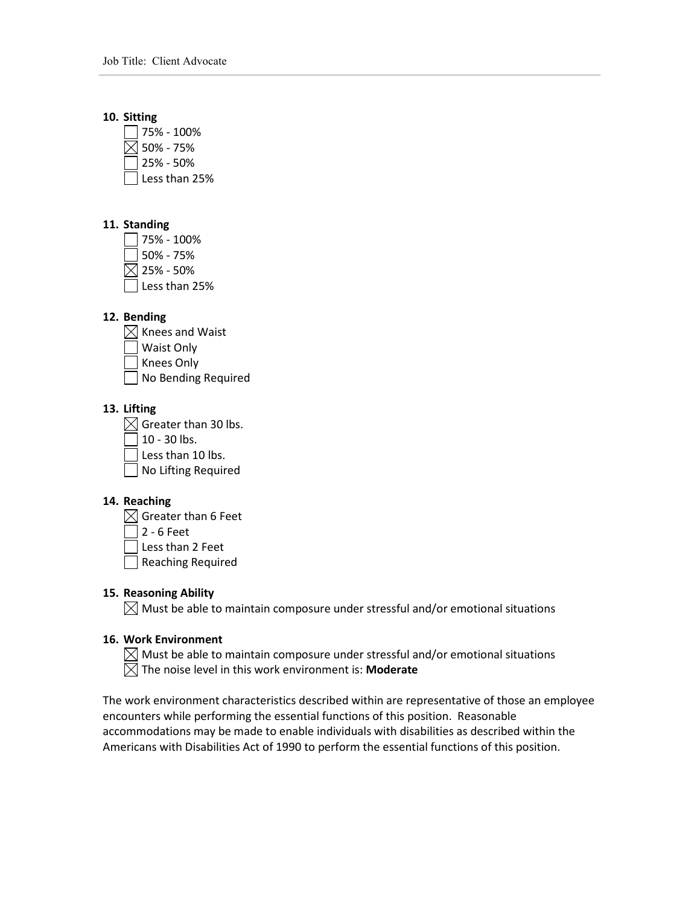**10. Sitting**

- ☐ 75% - 100%
- ☒ 50% - 75%
- ☐ 25% - 50%
- ☐ Less than 25%

**11. Standing**

- ☐ 75% - 100%
- ☐ 50% - 75%
- ☒ 25% - 50%
- ☐ Less than 25%

**12. Bending**

- ☒ Knees and Waist
- ☐ Waist Only
- ☐ Knees Only
- ☐ No Bending Required

**13. Lifting**

- ☒ Greater than 30 lbs.
- ☐ 10 - 30 lbs.
- ☐ Less than 10 lbs.
- ☐ No Lifting Required

**14. Reaching**

- ☒ Greater than 6 Feet
- ☐ 2 - 6 Feet
- ☐ Less than 2 Feet
- ☐ Reaching Required

**15. Reasoning Ability**

- ☒ Must be able to maintain composure under stressful and/or emotional situations

**16. Work Environment**

- ☒ Must be able to maintain composure under stressful and/or emotional situations
- ☒ The noise level in this work environment is: **Moderate**

The work environment characteristics described within are representative of those an employee encounters while performing the essential functions of this position. Reasonable accommodations may be made to enable individuals with disabilities as described within the Americans with Disabilities Act of 1990 to perform the essential functions of this position.